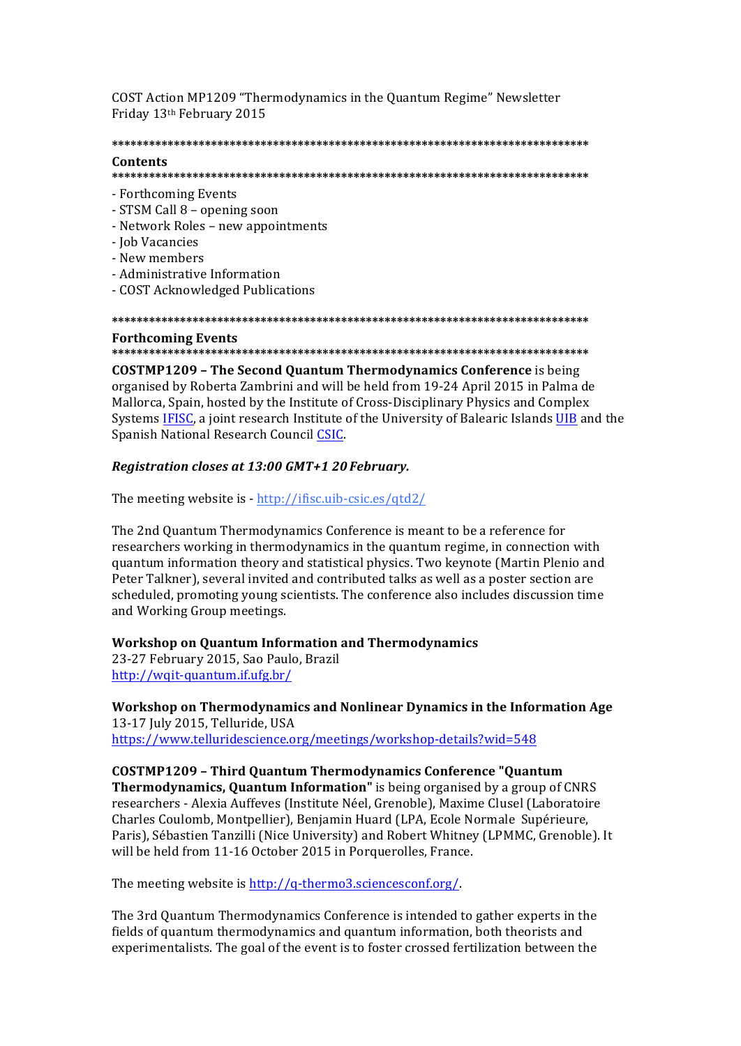COST Action MP1209 "Thermodynamics in the Quantum Regime" Newsletter
Friday 13th February 2015

*******************************************************************************
**Contents**
*******************************************************************************
- Forthcoming Events
- STSM Call 8 – opening soon
- Network Roles – new appointments
- Job Vacancies
- New members
- Administrative Information
- COST Acknowledged Publications

*******************************************************************************
**Forthcoming Events**
*******************************************************************************

**COSTMP1209 – The Second Quantum Thermodynamics Conference** is being organised by Roberta Zambrini and will be held from 19-24 April 2015 in Palma de Mallorca, Spain, hosted by the Institute of Cross-Disciplinary Physics and Complex Systems IFISC, a joint research Institute of the University of Balearic Islands UIB and the Spanish National Research Council CSIC.

***Registration closes at 13:00 GMT+1 20 February.***

The meeting website is - http://ifisc.uib-csic.es/qtd2/

The 2nd Quantum Thermodynamics Conference is meant to be a reference for researchers working in thermodynamics in the quantum regime, in connection with quantum information theory and statistical physics. Two keynote (Martin Plenio and Peter Talkner), several invited and contributed talks as well as a poster section are scheduled, promoting young scientists. The conference also includes discussion time and Working Group meetings.

**Workshop on Quantum Information and Thermodynamics**
23-27 February 2015, Sao Paulo, Brazil
http://wqit-quantum.if.ufg.br/

**Workshop on Thermodynamics and Nonlinear Dynamics in the Information Age**
13-17 July 2015, Telluride, USA
https://www.telluridescience.org/meetings/workshop-details?wid=548

**COSTMP1209 – Third Quantum Thermodynamics Conference "Quantum Thermodynamics, Quantum Information"** is being organised by a group of CNRS researchers - Alexia Auffeves (Institute Néel, Grenoble), Maxime Clusel (Laboratoire Charles Coulomb, Montpellier), Benjamin Huard (LPA, Ecole Normale Supérieure, Paris), Sébastien Tanzilli (Nice University) and Robert Whitney (LPMMC, Grenoble). It will be held from 11-16 October 2015 in Porquerolles, France.

The meeting website is http://q-thermo3.sciencesconf.org/.

The 3rd Quantum Thermodynamics Conference is intended to gather experts in the fields of quantum thermodynamics and quantum information, both theorists and experimentalists. The goal of the event is to foster crossed fertilization between the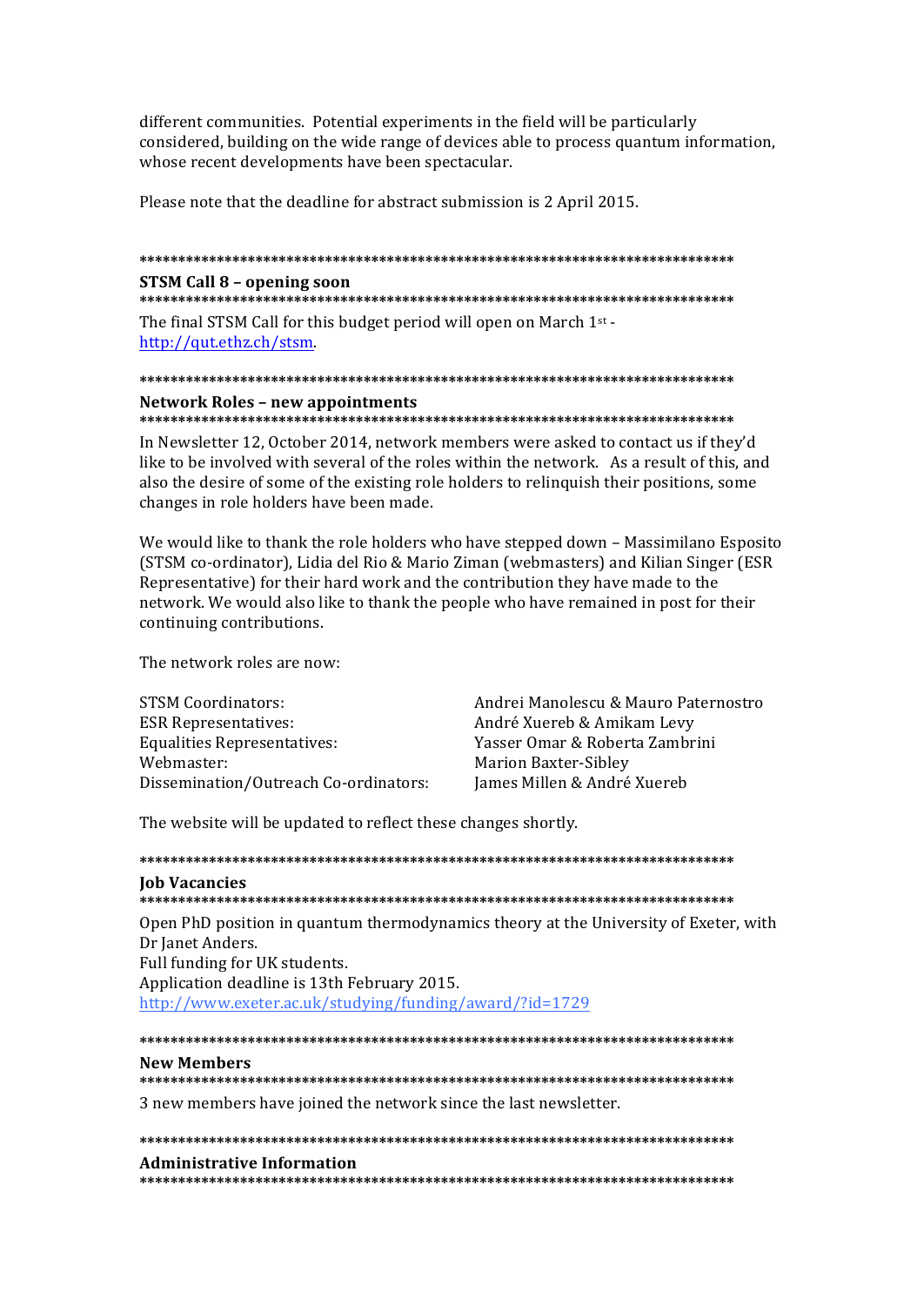different communities. Potential experiments in the field will be particularly considered, building on the wide range of devices able to process quantum information, whose recent developments have been spectacular.

Please note that the deadline for abstract submission is 2 April 2015.

********************************************************************************

## STSM Call 8 – opening soon

********************************************************************************

The final STSM Call for this budget period will open on March 1st - http://qut.ethz.ch/stsm.

********************************************************************************

## Network Roles – new appointments

********************************************************************************

In Newsletter 12, October 2014, network members were asked to contact us if they'd like to be involved with several of the roles within the network. As a result of this, and also the desire of some of the existing role holders to relinquish their positions, some changes in role holders have been made.

We would like to thank the role holders who have stepped down – Massimilano Esposito (STSM co-ordinator), Lidia del Rio & Mario Ziman (webmasters) and Kilian Singer (ESR Representative) for their hard work and the contribution they have made to the network. We would also like to thank the people who have remained in post for their continuing contributions.

The network roles are now:

| | |
|---|---|
| STSM Coordinators: | Andrei Manolescu & Mauro Paternostro |
| ESR Representatives: | André Xuereb & Amikam Levy |
| Equalities Representatives: | Yasser Omar & Roberta Zambrini |
| Webmaster: | Marion Baxter-Sibley |
| Dissemination/Outreach Co-ordinators: | James Millen & André Xuereb |

The website will be updated to reflect these changes shortly.

********************************************************************************

## Job Vacancies

********************************************************************************

Open PhD position in quantum thermodynamics theory at the University of Exeter, with Dr Janet Anders.
Full funding for UK students.
Application deadline is 13th February 2015.
http://www.exeter.ac.uk/studying/funding/award/?id=1729

********************************************************************************

## New Members

********************************************************************************

3 new members have joined the network since the last newsletter.

********************************************************************************

## Administrative Information

********************************************************************************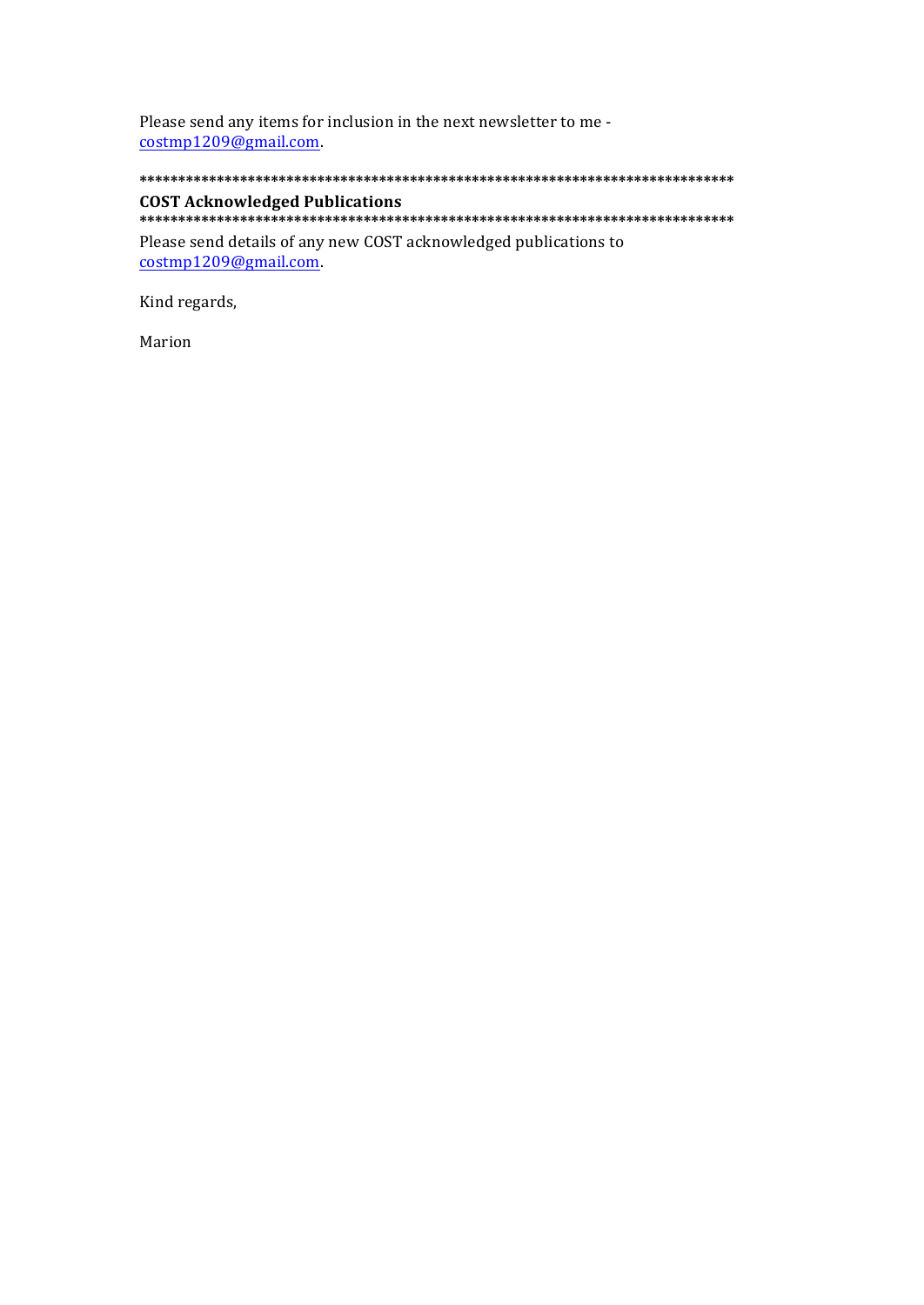Please send any items for inclusion in the next newsletter to me - costmp1209@gmail.com.

******************************************************************************

**COST Acknowledged Publications**

******************************************************************************

Please send details of any new COST acknowledged publications to costmp1209@gmail.com.

Kind regards,

Marion